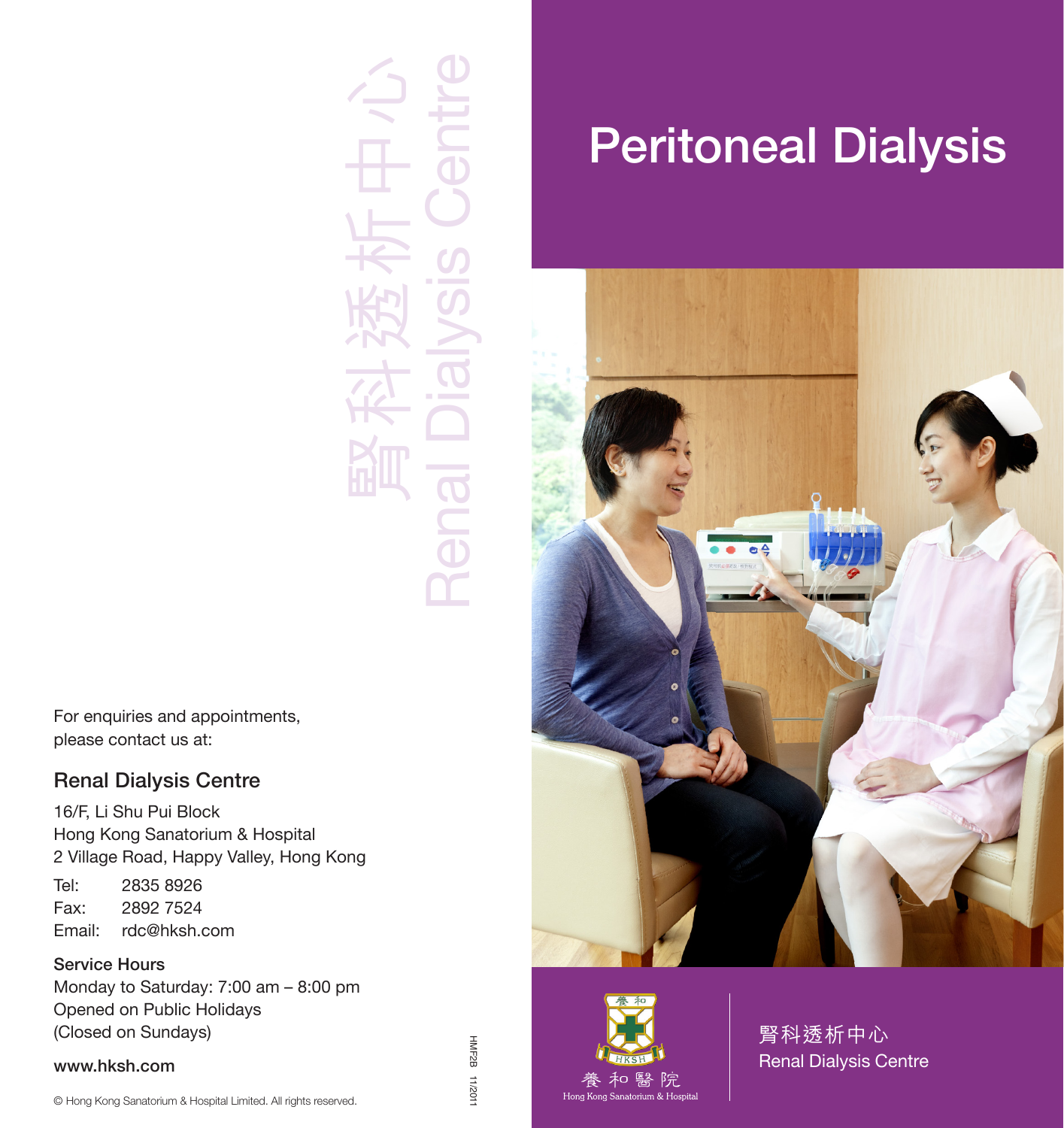# Peritoneal Dysis

# Peritoneal Dialysis

腎科透析中心
Renal Dialysis Centre

For enquiries and appointments, please contact us at:

## Renal Dialysis Centre

16/F, Li Shu Pui Block
Hong Kong Sanatorium & Hospital
2 Village Road, Happy Valley, Hong Kong

Tel: 2835 8926
Fax: 2892 7524
Email: rdc@hksh.com

**Service Hours**
Monday to Saturday: 7:00 am – 8:00 pm
Opened on Public Holidays
(Closed on Sundays)

**www.hksh.com**

© Hong Kong Sanatorium & Hospital Limited. All rights reserved.

HMF2B 11/2011

養和醫院
Hong Kong Sanatorium & Hospital

腎科透析中心
Renal Dialysis Centre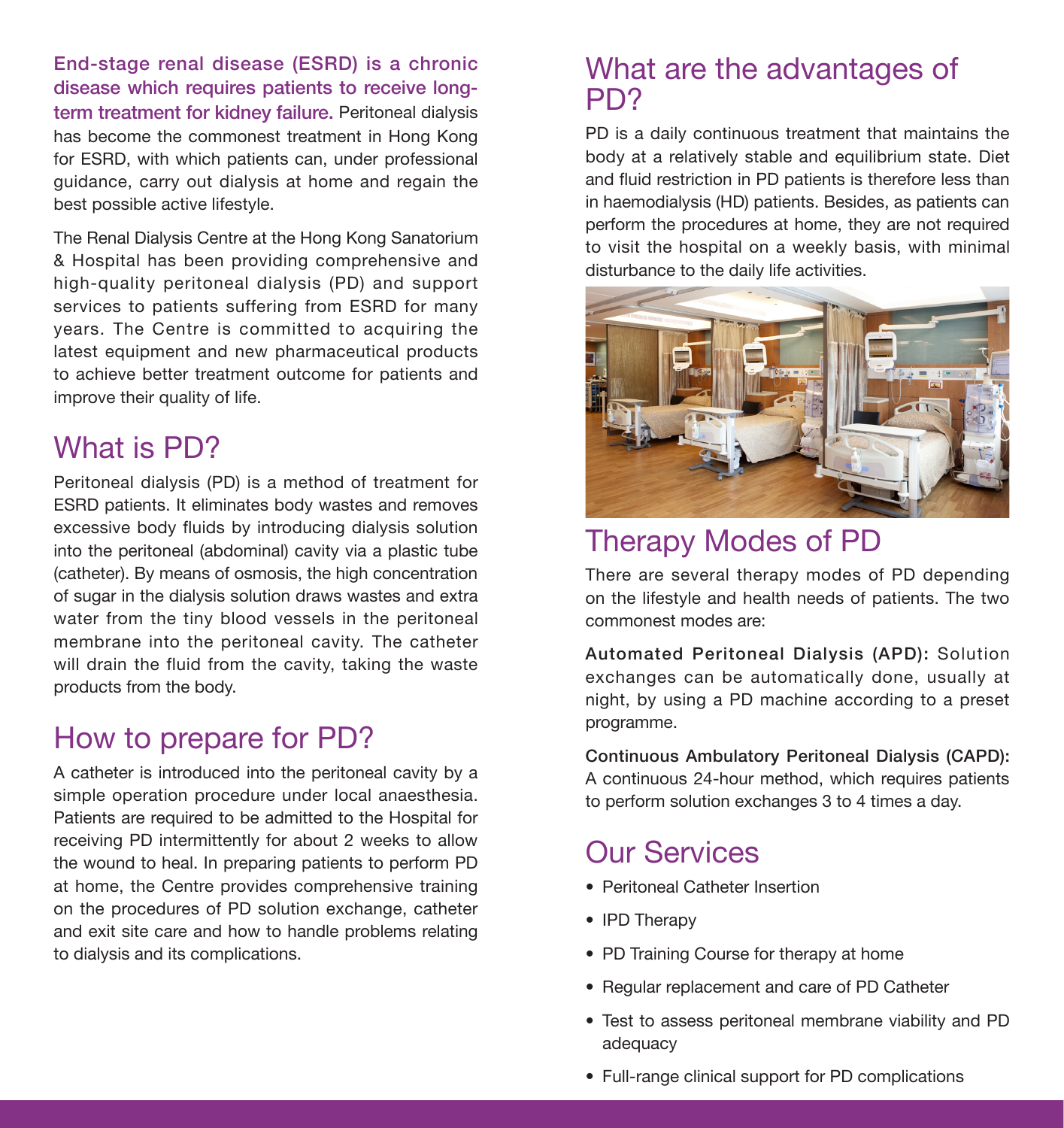**End-stage renal disease (ESRD) is a chronic disease which requires patients to receive long-term treatment for kidney failure.** Peritoneal dialysis has become the commonest treatment in Hong Kong for ESRD, with which patients can, under professional guidance, carry out dialysis at home and regain the best possible active lifestyle.

The Renal Dialysis Centre at the Hong Kong Sanatorium & Hospital has been providing comprehensive and high-quality peritoneal dialysis (PD) and support services to patients suffering from ESRD for many years. The Centre is committed to acquiring the latest equipment and new pharmaceutical products to achieve better treatment outcome for patients and improve their quality of life.

## What is PD?

Peritoneal dialysis (PD) is a method of treatment for ESRD patients. It eliminates body wastes and removes excessive body fluids by introducing dialysis solution into the peritoneal (abdominal) cavity via a plastic tube (catheter). By means of osmosis, the high concentration of sugar in the dialysis solution draws wastes and extra water from the tiny blood vessels in the peritoneal membrane into the peritoneal cavity. The catheter will drain the fluid from the cavity, taking the waste products from the body.

## How to prepare for PD?

A catheter is introduced into the peritoneal cavity by a simple operation procedure under local anaesthesia. Patients are required to be admitted to the Hospital for receiving PD intermittently for about 2 weeks to allow the wound to heal. In preparing patients to perform PD at home, the Centre provides comprehensive training on the procedures of PD solution exchange, catheter and exit site care and how to handle problems relating to dialysis and its complications.

## What are the advantages of PD?

PD is a daily continuous treatment that maintains the body at a relatively stable and equilibrium state. Diet and fluid restriction in PD patients is therefore less than in haemodialysis (HD) patients. Besides, as patients can perform the procedures at home, they are not required to visit the hospital on a weekly basis, with minimal disturbance to the daily life activities.

## Therapy Modes of PD

There are several therapy modes of PD depending on the lifestyle and health needs of patients. The two commonest modes are:

**Automated Peritoneal Dialysis (APD):** Solution exchanges can be automatically done, usually at night, by using a PD machine according to a preset programme.

**Continuous Ambulatory Peritoneal Dialysis (CAPD):** A continuous 24-hour method, which requires patients to perform solution exchanges 3 to 4 times a day.

## Our Services

- Peritoneal Catheter Insertion
- IPD Therapy
- PD Training Course for therapy at home
- Regular replacement and care of PD Catheter
- Test to assess peritoneal membrane viability and PD adequacy
- Full-range clinical support for PD complications